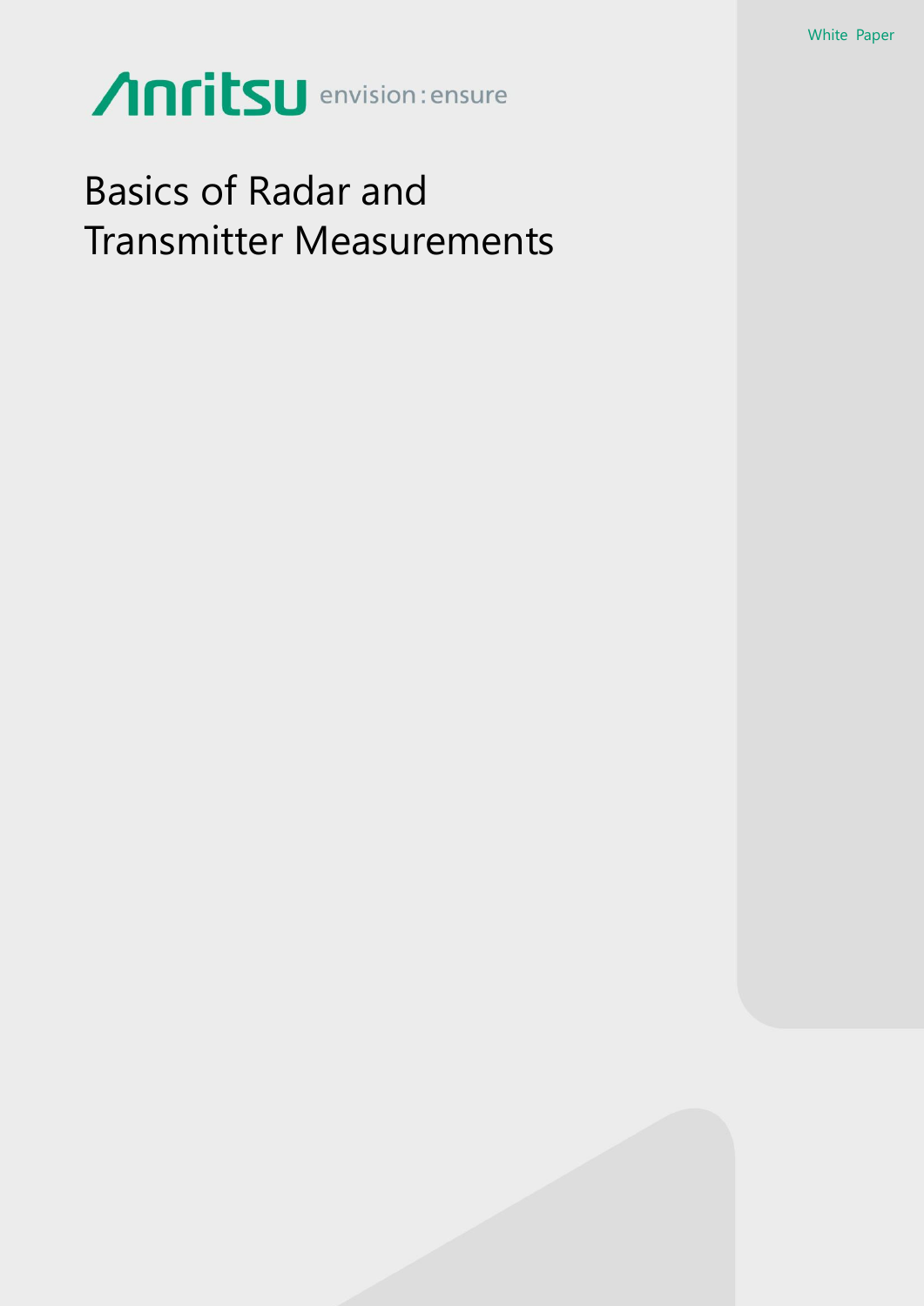White Paper

Anritsu envision : ensure

# Basics of Radar and Transmitter Measurements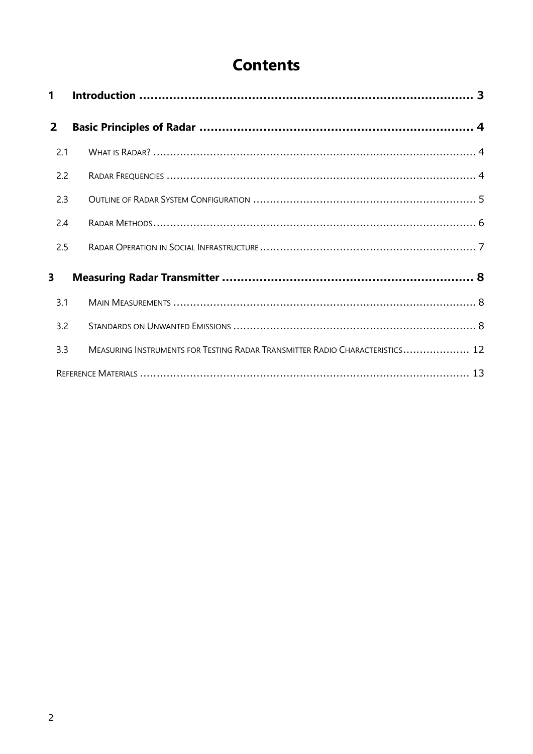# Contents

| | | |
|---|---|---|
| **1** | **Introduction** | **3** |
| **2** | **Basic Principles of Radar** | **4** |
| 2.1 | WHAT IS RADAR? | 4 |
| 2.2 | RADAR FREQUENCIES | 4 |
| 2.3 | OUTLINE OF RADAR SYSTEM CONFIGURATION | 5 |
| 2.4 | RADAR METHODS | 6 |
| 2.5 | RADAR OPERATION IN SOCIAL INFRASTRUCTURE | 7 |
| **3** | **Measuring Radar Transmitter** | **8** |
| 3.1 | MAIN MEASUREMENTS | 8 |
| 3.2 | STANDARDS ON UNWANTED EMISSIONS | 8 |
| 3.3 | MEASURING INSTRUMENTS FOR TESTING RADAR TRANSMITTER RADIO CHARACTERISTICS | 12 |
| | REFERENCE MATERIALS | 13 |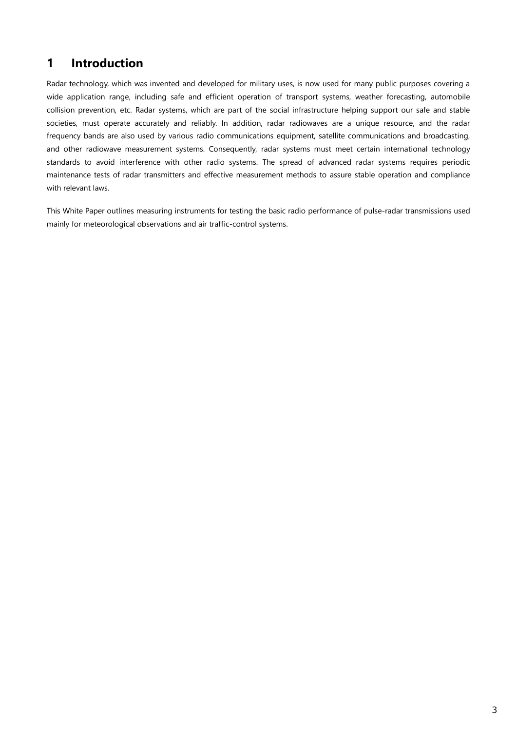# 1 Introduction

Radar technology, which was invented and developed for military uses, is now used for many public purposes covering a wide application range, including safe and efficient operation of transport systems, weather forecasting, automobile collision prevention, etc. Radar systems, which are part of the social infrastructure helping support our safe and stable societies, must operate accurately and reliably. In addition, radar radiowaves are a unique resource, and the radar frequency bands are also used by various radio communications equipment, satellite communications and broadcasting, and other radiowave measurement systems. Consequently, radar systems must meet certain international technology standards to avoid interference with other radio systems. The spread of advanced radar systems requires periodic maintenance tests of radar transmitters and effective measurement methods to assure stable operation and compliance with relevant laws.

This White Paper outlines measuring instruments for testing the basic radio performance of pulse-radar transmissions used mainly for meteorological observations and air traffic-control systems.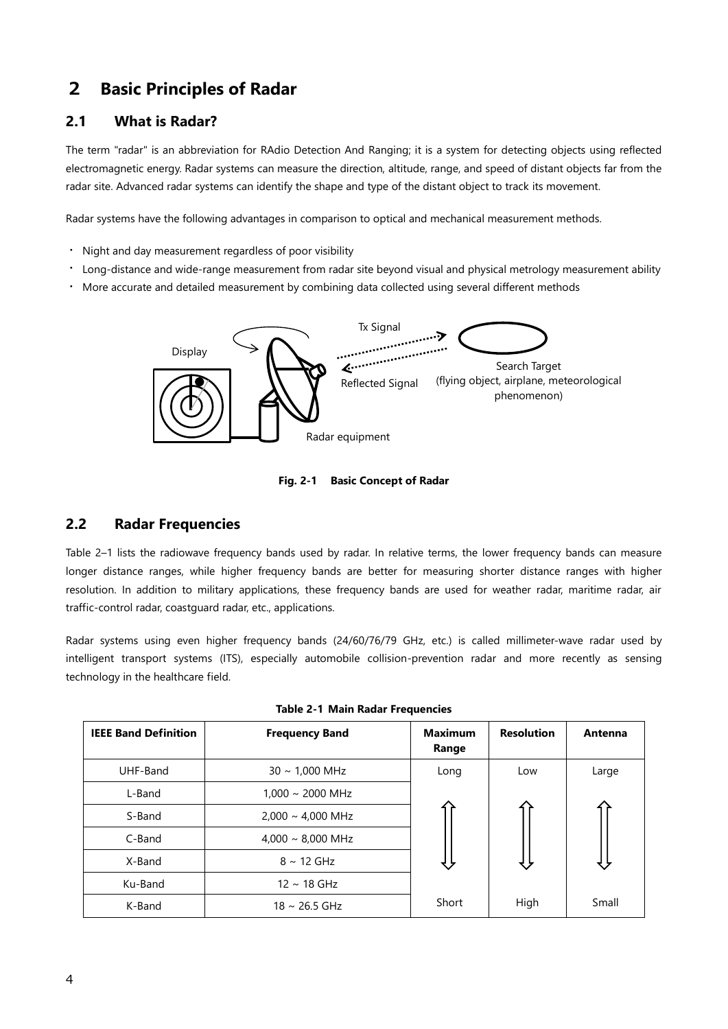# 2 Basic Principles of Radar

## 2.1 What is Radar?

The term "radar" is an abbreviation for RAdio Detection And Ranging; it is a system for detecting objects using reflected electromagnetic energy. Radar systems can measure the direction, altitude, range, and speed of distant objects far from the radar site. Advanced radar systems can identify the shape and type of the distant object to track its movement.

Radar systems have the following advantages in comparison to optical and mechanical measurement methods.

- Night and day measurement regardless of poor visibility
- Long-distance and wide-range measurement from radar site beyond visual and physical metrology measurement ability
- More accurate and detailed measurement by combining data collected using several different methods

**Fig. 2-1 Basic Concept of Radar**

## 2.2 Radar Frequencies

Table 2–1 lists the radiowave frequency bands used by radar. In relative terms, the lower frequency bands can measure longer distance ranges, while higher frequency bands are better for measuring shorter distance ranges with higher resolution. In addition to military applications, these frequency bands are used for weather radar, maritime radar, air traffic-control radar, coastguard radar, etc., applications.

Radar systems using even higher frequency bands (24/60/76/79 GHz, etc.) is called millimeter-wave radar used by intelligent transport systems (ITS), especially automobile collision-prevention radar and more recently as sensing technology in the healthcare field.

**Table 2-1 Main Radar Frequencies**

| IEEE Band Definition | Frequency Band | Maximum Range | Resolution | Antenna |
|---|---|---|---|---|
| UHF-Band | 30 ~ 1,000 MHz | Long | Low | Large |
| L-Band | 1,000 ~ 2000 MHz | ⇕ | ⇕ | ⇕ |
| S-Band | 2,000 ~ 4,000 MHz | | | |
| C-Band | 4,000 ~ 8,000 MHz | | | |
| X-Band | 8 ~ 12 GHz | | | |
| Ku-Band | 12 ~ 18 GHz | | | |
| K-Band | 18 ~ 26.5 GHz | Short | High | Small |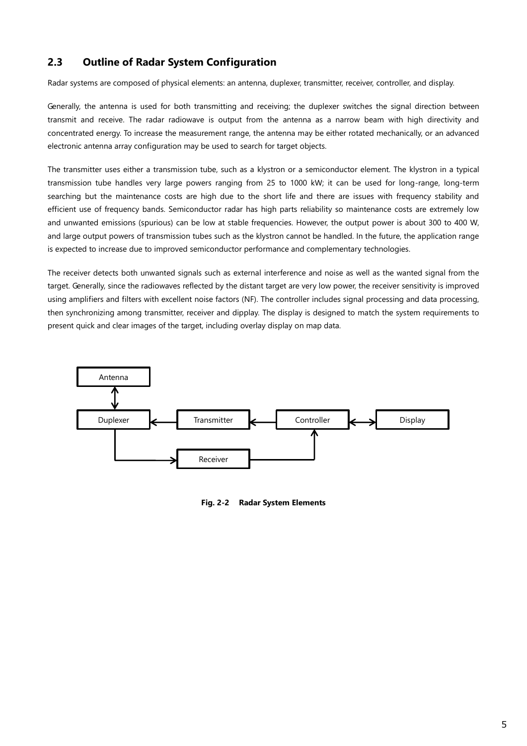## 2.3 Outline of Radar System Configuration

Radar systems are composed of physical elements: an antenna, duplexer, transmitter, receiver, controller, and display.

Generally, the antenna is used for both transmitting and receiving; the duplexer switches the signal direction between transmit and receive. The radar radiowave is output from the antenna as a narrow beam with high directivity and concentrated energy. To increase the measurement range, the antenna may be either rotated mechanically, or an advanced electronic antenna array configuration may be used to search for target objects.

The transmitter uses either a transmission tube, such as a klystron or a semiconductor element. The klystron in a typical transmission tube handles very large powers ranging from 25 to 1000 kW; it can be used for long-range, long-term searching but the maintenance costs are high due to the short life and there are issues with frequency stability and efficient use of frequency bands. Semiconductor radar has high parts reliability so maintenance costs are extremely low and unwanted emissions (spurious) can be low at stable frequencies. However, the output power is about 300 to 400 W, and large output powers of transmission tubes such as the klystron cannot be handled. In the future, the application range is expected to increase due to improved semiconductor performance and complementary technologies.

The receiver detects both unwanted signals such as external interference and noise as well as the wanted signal from the target. Generally, since the radiowaves reflected by the distant target are very low power, the receiver sensitivity is improved using amplifiers and filters with excellent noise factors (NF). The controller includes signal processing and data processing, then synchronizing among transmitter, receiver and dipplay. The display is designed to match the system requirements to present quick and clear images of the target, including overlay display on map data.

```
Antenna
   ↕
Duplexer  ←  Transmitter  ←  Controller  ↔  Display
   |                            ↑
   └──→  Receiver  ─────────────┘
```

**Fig. 2-2 Radar System Elements**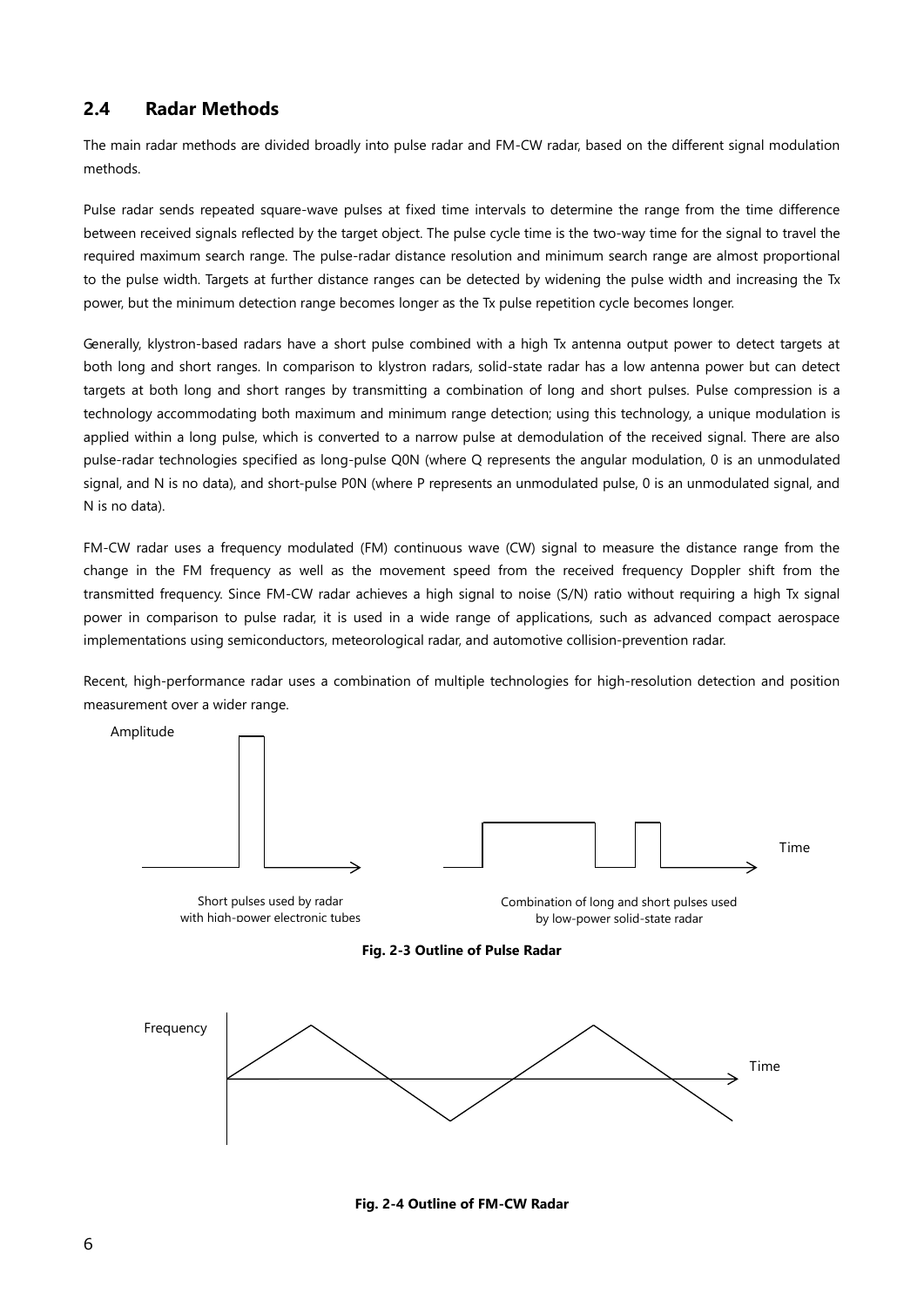## 2.4 Radar Methods

The main radar methods are divided broadly into pulse radar and FM-CW radar, based on the different signal modulation methods.

Pulse radar sends repeated square-wave pulses at fixed time intervals to determine the range from the time difference between received signals reflected by the target object. The pulse cycle time is the two-way time for the signal to travel the required maximum search range. The pulse-radar distance resolution and minimum search range are almost proportional to the pulse width. Targets at further distance ranges can be detected by widening the pulse width and increasing the Tx power, but the minimum detection range becomes longer as the Tx pulse repetition cycle becomes longer.

Generally, klystron-based radars have a short pulse combined with a high Tx antenna output power to detect targets at both long and short ranges. In comparison to klystron radars, solid-state radar has a low antenna power but can detect targets at both long and short ranges by transmitting a combination of long and short pulses. Pulse compression is a technology accommodating both maximum and minimum range detection; using this technology, a unique modulation is applied within a long pulse, which is converted to a narrow pulse at demodulation of the received signal. There are also pulse-radar technologies specified as long-pulse Q0N (where Q represents the angular modulation, 0 is an unmodulated signal, and N is no data), and short-pulse P0N (where P represents an unmodulated pulse, 0 is an unmodulated signal, and N is no data).

FM-CW radar uses a frequency modulated (FM) continuous wave (CW) signal to measure the distance range from the change in the FM frequency as well as the movement speed from the received frequency Doppler shift from the transmitted frequency. Since FM-CW radar achieves a high signal to noise (S/N) ratio without requiring a high Tx signal power in comparison to pulse radar, it is used in a wide range of applications, such as advanced compact aerospace implementations using semiconductors, meteorological radar, and automotive collision-prevention radar.

Recent, high-performance radar uses a combination of multiple technologies for high-resolution detection and position measurement over a wider range.

Amplitude

Time

Short pulses used by radar with high-power electronic tubes

Combination of long and short pulses used by low-power solid-state radar

**Fig. 2-3 Outline of Pulse Radar**

Frequency

Time

**Fig. 2-4 Outline of FM-CW Radar**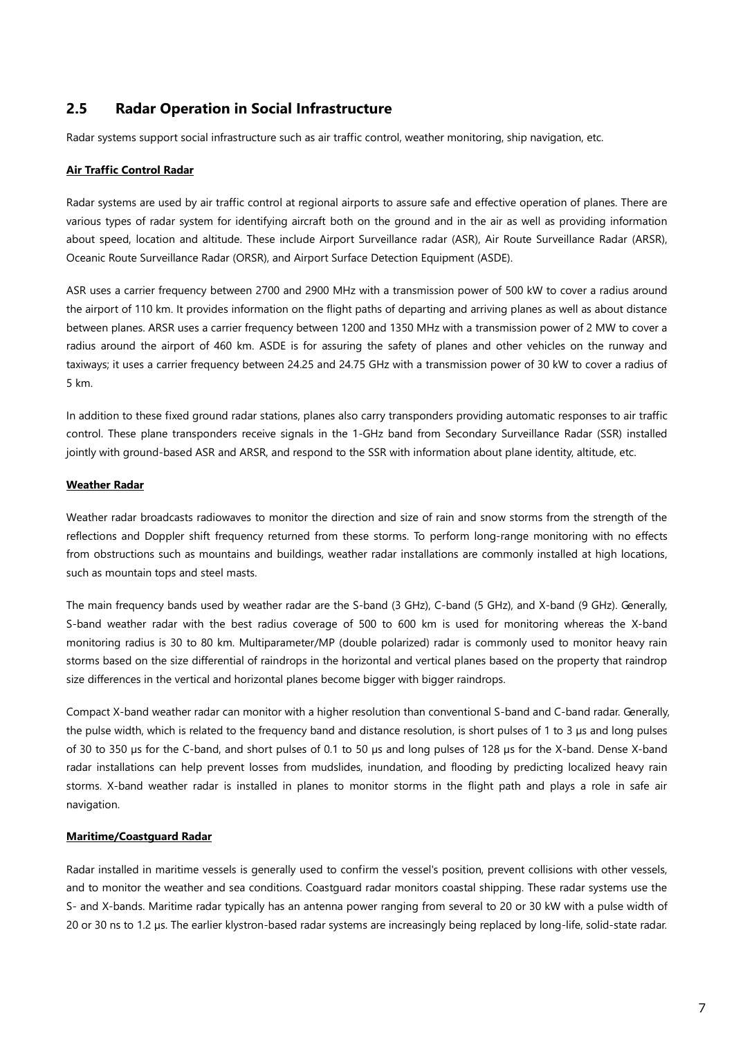## 2.5 Radar Operation in Social Infrastructure

Radar systems support social infrastructure such as air traffic control, weather monitoring, ship navigation, etc.

**Air Traffic Control Radar**

Radar systems are used by air traffic control at regional airports to assure safe and effective operation of planes. There are various types of radar system for identifying aircraft both on the ground and in the air as well as providing information about speed, location and altitude. These include Airport Surveillance radar (ASR), Air Route Surveillance Radar (ARSR), Oceanic Route Surveillance Radar (ORSR), and Airport Surface Detection Equipment (ASDE).

ASR uses a carrier frequency between 2700 and 2900 MHz with a transmission power of 500 kW to cover a radius around the airport of 110 km. It provides information on the flight paths of departing and arriving planes as well as about distance between planes. ARSR uses a carrier frequency between 1200 and 1350 MHz with a transmission power of 2 MW to cover a radius around the airport of 460 km. ASDE is for assuring the safety of planes and other vehicles on the runway and taxiways; it uses a carrier frequency between 24.25 and 24.75 GHz with a transmission power of 30 kW to cover a radius of 5 km.

In addition to these fixed ground radar stations, planes also carry transponders providing automatic responses to air traffic control. These plane transponders receive signals in the 1-GHz band from Secondary Surveillance Radar (SSR) installed jointly with ground-based ASR and ARSR, and respond to the SSR with information about plane identity, altitude, etc.

**Weather Radar**

Weather radar broadcasts radiowaves to monitor the direction and size of rain and snow storms from the strength of the reflections and Doppler shift frequency returned from these storms. To perform long-range monitoring with no effects from obstructions such as mountains and buildings, weather radar installations are commonly installed at high locations, such as mountain tops and steel masts.

The main frequency bands used by weather radar are the S-band (3 GHz), C-band (5 GHz), and X-band (9 GHz). Generally, S-band weather radar with the best radius coverage of 500 to 600 km is used for monitoring whereas the X-band monitoring radius is 30 to 80 km. Multiparameter/MP (double polarized) radar is commonly used to monitor heavy rain storms based on the size differential of raindrops in the horizontal and vertical planes based on the property that raindrop size differences in the vertical and horizontal planes become bigger with bigger raindrops.

Compact X-band weather radar can monitor with a higher resolution than conventional S-band and C-band radar. Generally, the pulse width, which is related to the frequency band and distance resolution, is short pulses of 1 to 3 μs and long pulses of 30 to 350 μs for the C-band, and short pulses of 0.1 to 50 μs and long pulses of 128 μs for the X-band. Dense X-band radar installations can help prevent losses from mudslides, inundation, and flooding by predicting localized heavy rain storms. X-band weather radar is installed in planes to monitor storms in the flight path and plays a role in safe air navigation.

**Maritime/Coastguard Radar**

Radar installed in maritime vessels is generally used to confirm the vessel's position, prevent collisions with other vessels, and to monitor the weather and sea conditions. Coastguard radar monitors coastal shipping. These radar systems use the S- and X-bands. Maritime radar typically has an antenna power ranging from several to 20 or 30 kW with a pulse width of 20 or 30 ns to 1.2 μs. The earlier klystron-based radar systems are increasingly being replaced by long-life, solid-state radar.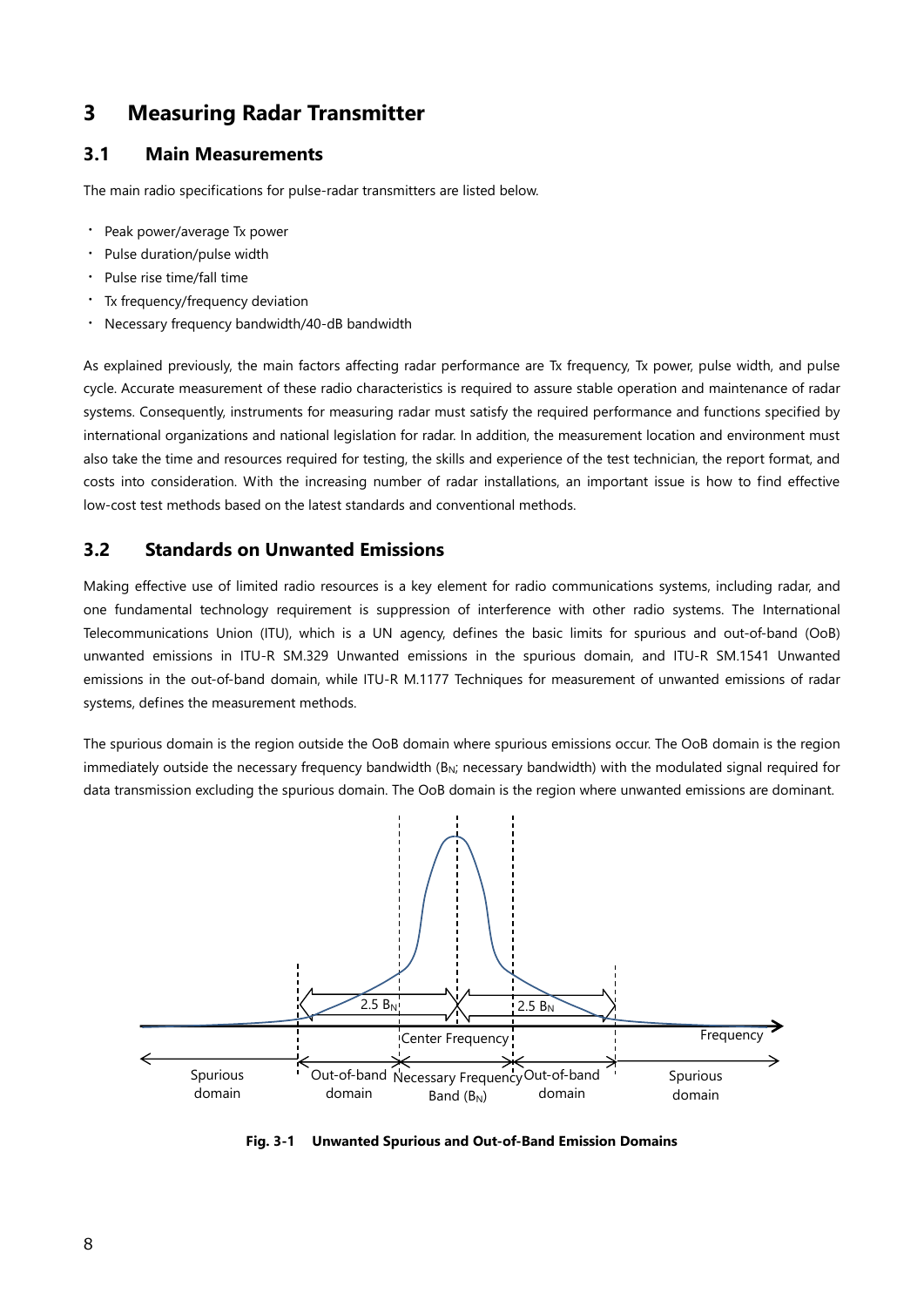# 3 Measuring Radar Transmitter

## 3.1 Main Measurements

The main radio specifications for pulse-radar transmitters are listed below.

- Peak power/average Tx power
- Pulse duration/pulse width
- Pulse rise time/fall time
- Tx frequency/frequency deviation
- Necessary frequency bandwidth/40-dB bandwidth

As explained previously, the main factors affecting radar performance are Tx frequency, Tx power, pulse width, and pulse cycle. Accurate measurement of these radio characteristics is required to assure stable operation and maintenance of radar systems. Consequently, instruments for measuring radar must satisfy the required performance and functions specified by international organizations and national legislation for radar. In addition, the measurement location and environment must also take the time and resources required for testing, the skills and experience of the test technician, the report format, and costs into consideration. With the increasing number of radar installations, an important issue is how to find effective low-cost test methods based on the latest standards and conventional methods.

## 3.2 Standards on Unwanted Emissions

Making effective use of limited radio resources is a key element for radio communications systems, including radar, and one fundamental technology requirement is suppression of interference with other radio systems. The International Telecommunications Union (ITU), which is a UN agency, defines the basic limits for spurious and out-of-band (OoB) unwanted emissions in ITU-R SM.329 Unwanted emissions in the spurious domain, and ITU-R SM.1541 Unwanted emissions in the out-of-band domain, while ITU-R M.1177 Techniques for measurement of unwanted emissions of radar systems, defines the measurement methods.

The spurious domain is the region outside the OoB domain where spurious emissions occur. The OoB domain is the region immediately outside the necessary frequency bandwidth ($B_N$; necessary bandwidth) with the modulated signal required for data transmission excluding the spurious domain. The OoB domain is the region where unwanted emissions are dominant.

**Fig. 3-1 Unwanted Spurious and Out-of-Band Emission Domains**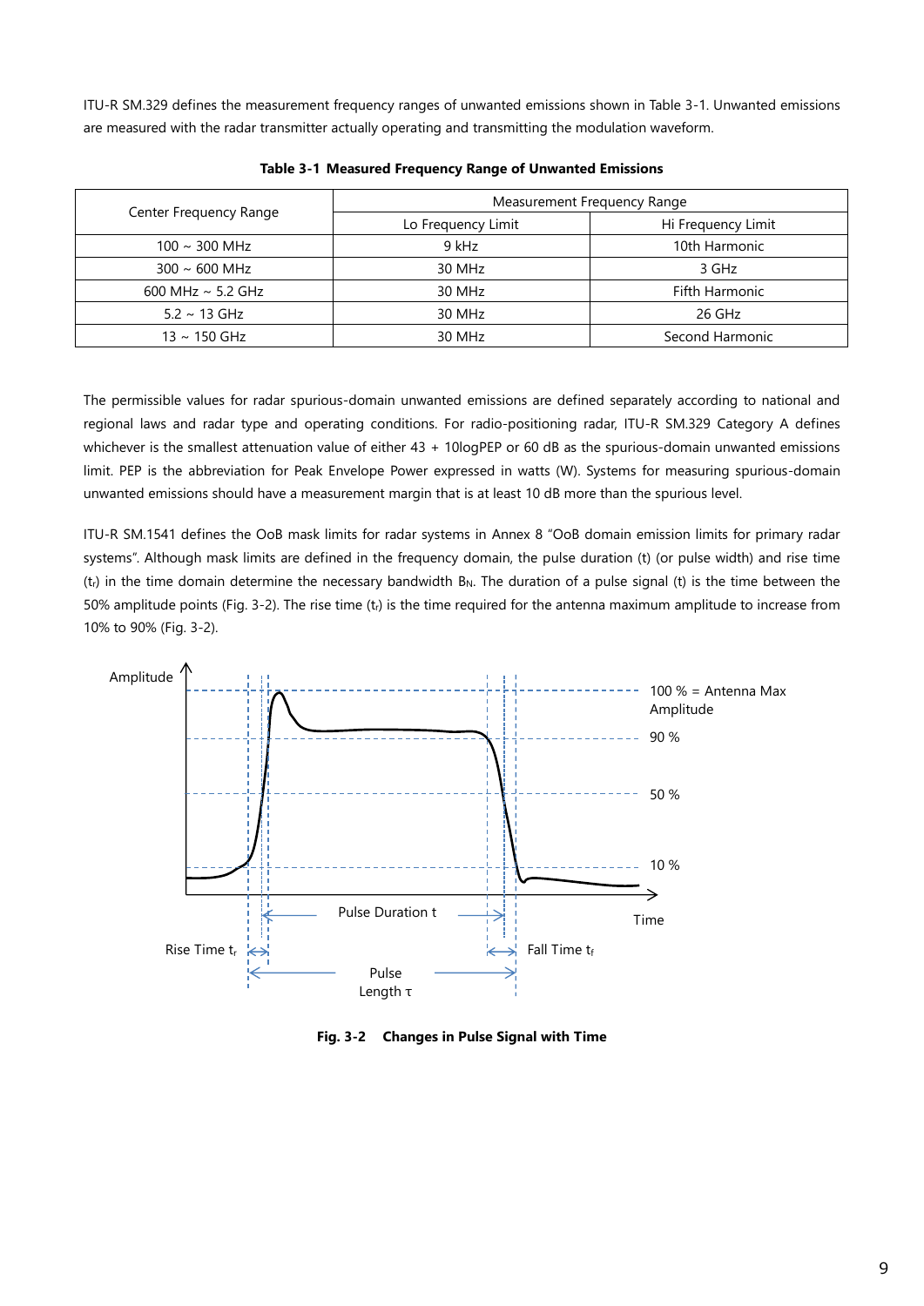ITU-R SM.329 defines the measurement frequency ranges of unwanted emissions shown in Table 3-1. Unwanted emissions are measured with the radar transmitter actually operating and transmitting the modulation waveform.

**Table 3-1 Measured Frequency Range of Unwanted Emissions**

| Center Frequency Range | Measurement Frequency Range | |
|---|---|---|
| | Lo Frequency Limit | Hi Frequency Limit |
| 100 ~ 300 MHz | 9 kHz | 10th Harmonic |
| 300 ~ 600 MHz | 30 MHz | 3 GHz |
| 600 MHz ~ 5.2 GHz | 30 MHz | Fifth Harmonic |
| 5.2 ~ 13 GHz | 30 MHz | 26 GHz |
| 13 ~ 150 GHz | 30 MHz | Second Harmonic |

The permissible values for radar spurious-domain unwanted emissions are defined separately according to national and regional laws and radar type and operating conditions. For radio-positioning radar, ITU-R SM.329 Category A defines whichever is the smallest attenuation value of either 43 + 10logPEP or 60 dB as the spurious-domain unwanted emissions limit. PEP is the abbreviation for Peak Envelope Power expressed in watts (W). Systems for measuring spurious-domain unwanted emissions should have a measurement margin that is at least 10 dB more than the spurious level.

ITU-R SM.1541 defines the OoB mask limits for radar systems in Annex 8 "OoB domain emission limits for primary radar systems". Although mask limits are defined in the frequency domain, the pulse duration (t) (or pulse width) and rise time ($t_r$) in the time domain determine the necessary bandwidth $B_N$. The duration of a pulse signal (t) is the time between the 50% amplitude points (Fig. 3-2). The rise time ($t_r$) is the time required for the antenna maximum amplitude to increase from 10% to 90% (Fig. 3-2).

**Fig. 3-2 Changes in Pulse Signal with Time**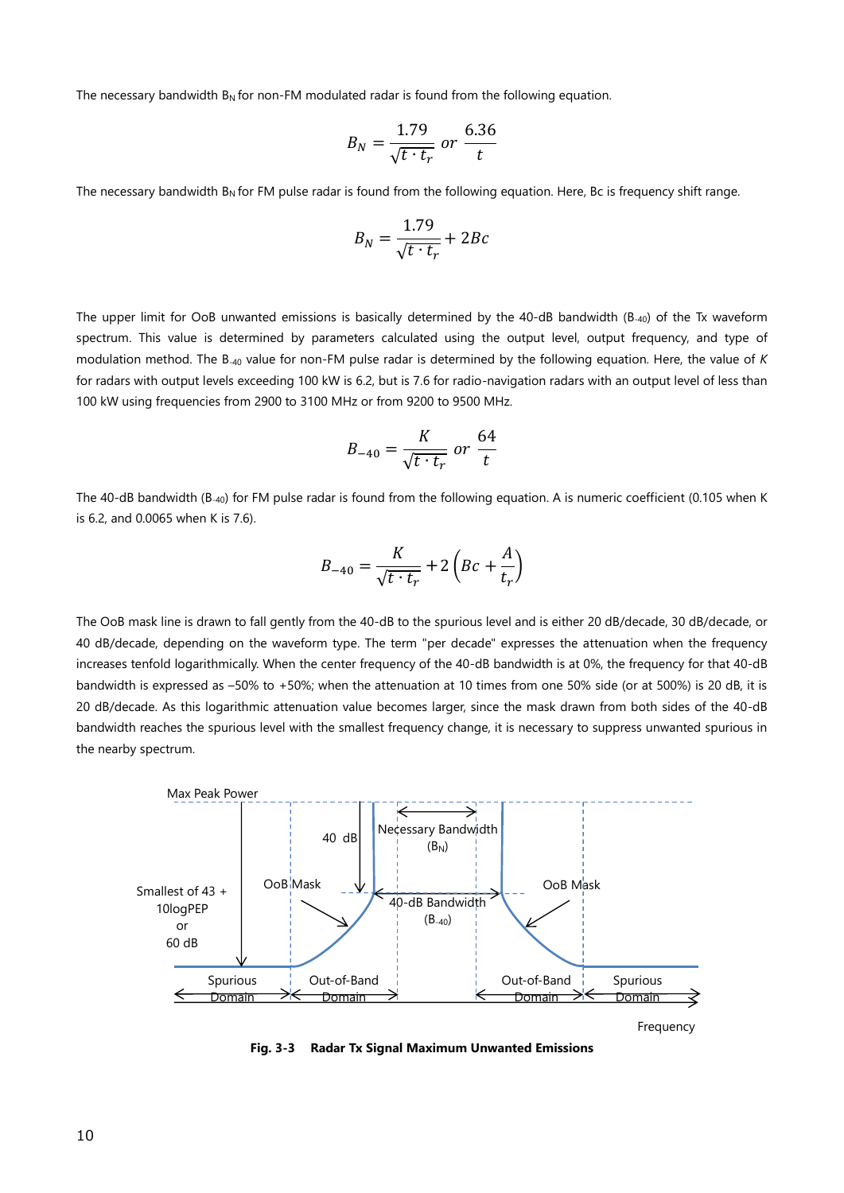The necessary bandwidth $B_N$ for non-FM modulated radar is found from the following equation.

$$B_N = \frac{1.79}{\sqrt{t \cdot t_r}} \; or \; \frac{6.36}{t}$$

The necessary bandwidth $B_N$ for FM pulse radar is found from the following equation. Here, Bc is frequency shift range.

$$B_N = \frac{1.79}{\sqrt{t \cdot t_r}} + 2Bc$$

The upper limit for OoB unwanted emissions is basically determined by the 40-dB bandwidth ($B_{-40}$) of the Tx waveform spectrum. This value is determined by parameters calculated using the output level, output frequency, and type of modulation method. The $B_{-40}$ value for non-FM pulse radar is determined by the following equation. Here, the value of *K* for radars with output levels exceeding 100 kW is 6.2, but is 7.6 for radio-navigation radars with an output level of less than 100 kW using frequencies from 2900 to 3100 MHz or from 9200 to 9500 MHz.

$$B_{-40} = \frac{K}{\sqrt{t \cdot t_r}} \; or \; \frac{64}{t}$$

The 40-dB bandwidth ($B_{-40}$) for FM pulse radar is found from the following equation. A is numeric coefficient (0.105 when K is 6.2, and 0.0065 when K is 7.6).

$$B_{-40} = \frac{K}{\sqrt{t \cdot t_r}} + 2\left(Bc + \frac{A}{t_r}\right)$$

The OoB mask line is drawn to fall gently from the 40-dB to the spurious level and is either 20 dB/decade, 30 dB/decade, or 40 dB/decade, depending on the waveform type. The term "per decade" expresses the attenuation when the frequency increases tenfold logarithmically. When the center frequency of the 40-dB bandwidth is at 0%, the frequency for that 40-dB bandwidth is expressed as –50% to +50%; when the attenuation at 10 times from one 50% side (or at 500%) is 20 dB, it is 20 dB/decade. As this logarithmic attenuation value becomes larger, since the mask drawn from both sides of the 40-dB bandwidth reaches the spurious level with the smallest frequency change, it is necessary to suppress unwanted spurious in the nearby spectrum.

**Fig. 3-3 Radar Tx Signal Maximum Unwanted Emissions**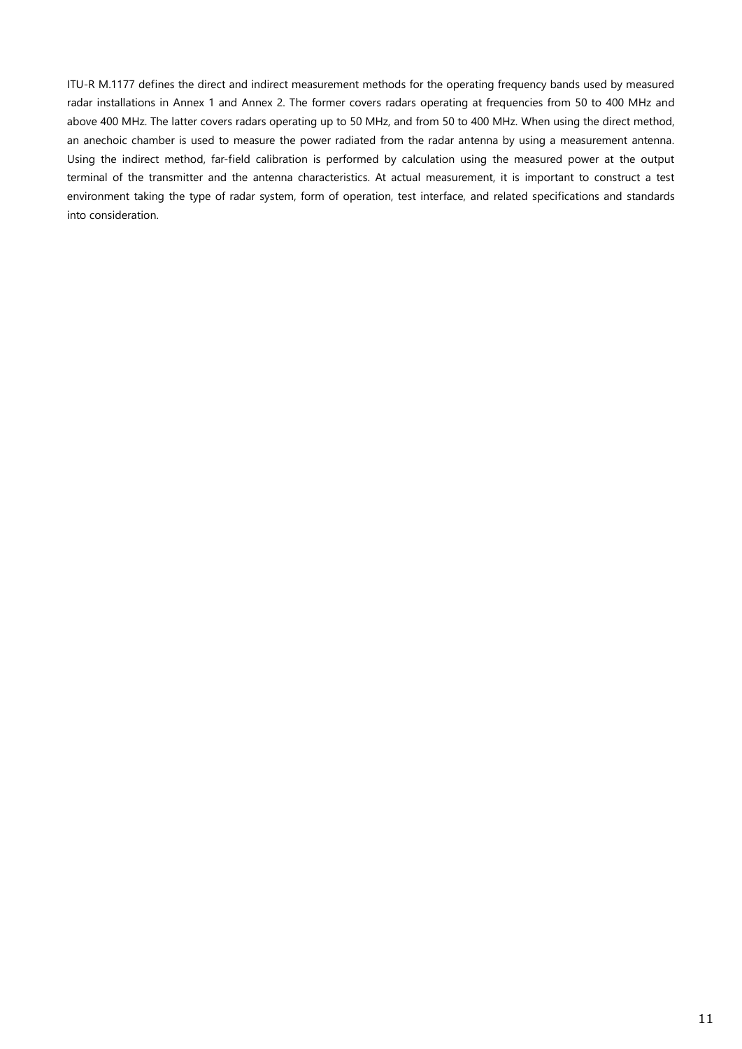ITU-R M.1177 defines the direct and indirect measurement methods for the operating frequency bands used by measured radar installations in Annex 1 and Annex 2. The former covers radars operating at frequencies from 50 to 400 MHz and above 400 MHz. The latter covers radars operating up to 50 MHz, and from 50 to 400 MHz. When using the direct method, an anechoic chamber is used to measure the power radiated from the radar antenna by using a measurement antenna. Using the indirect method, far-field calibration is performed by calculation using the measured power at the output terminal of the transmitter and the antenna characteristics. At actual measurement, it is important to construct a test environment taking the type of radar system, form of operation, test interface, and related specifications and standards into consideration.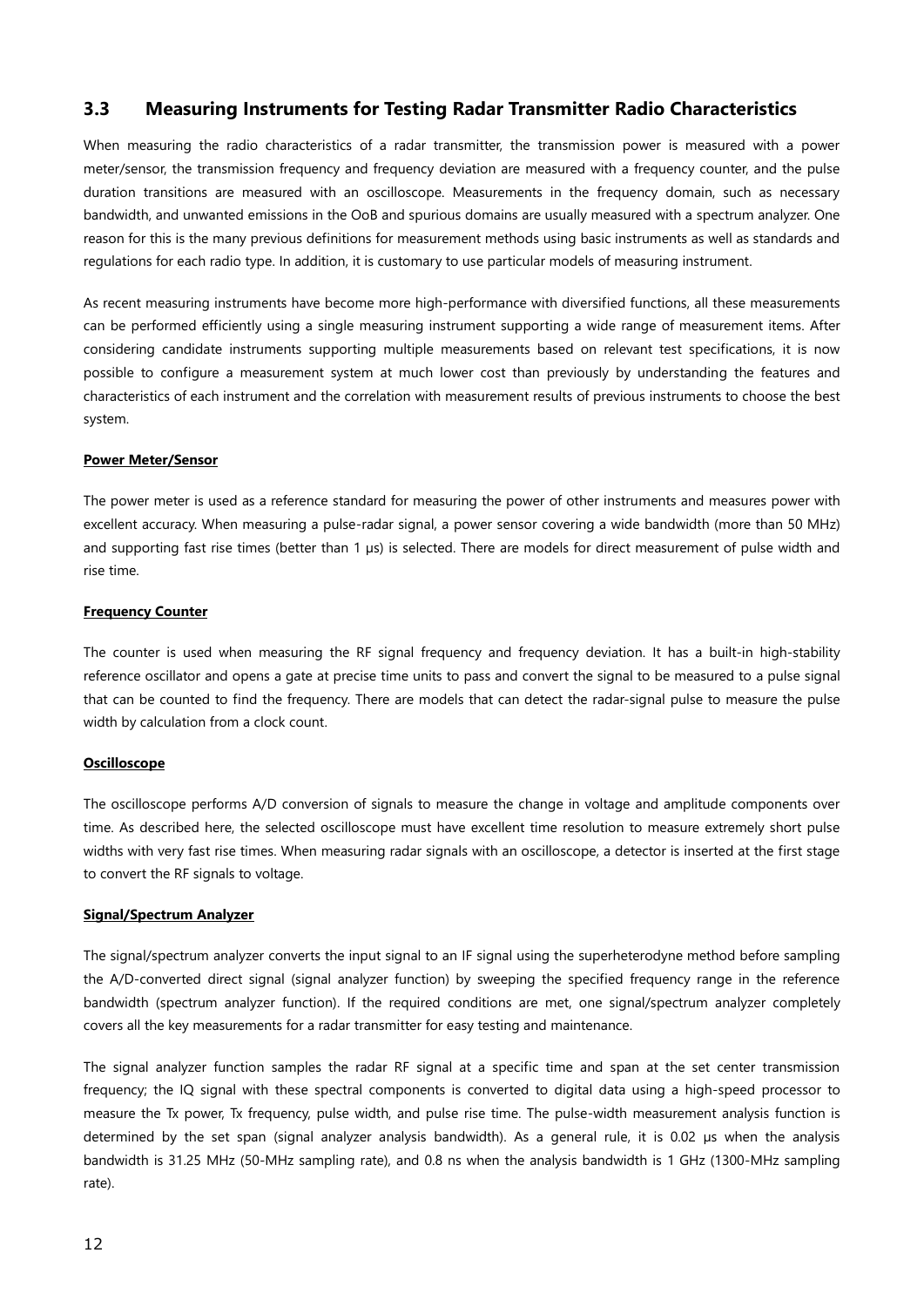## 3.3 Measuring Instruments for Testing Radar Transmitter Radio Characteristics

When measuring the radio characteristics of a radar transmitter, the transmission power is measured with a power meter/sensor, the transmission frequency and frequency deviation are measured with a frequency counter, and the pulse duration transitions are measured with an oscilloscope. Measurements in the frequency domain, such as necessary bandwidth, and unwanted emissions in the OoB and spurious domains are usually measured with a spectrum analyzer. One reason for this is the many previous definitions for measurement methods using basic instruments as well as standards and regulations for each radio type. In addition, it is customary to use particular models of measuring instrument.

As recent measuring instruments have become more high-performance with diversified functions, all these measurements can be performed efficiently using a single measuring instrument supporting a wide range of measurement items. After considering candidate instruments supporting multiple measurements based on relevant test specifications, it is now possible to configure a measurement system at much lower cost than previously by understanding the features and characteristics of each instrument and the correlation with measurement results of previous instruments to choose the best system.

**Power Meter/Sensor**

The power meter is used as a reference standard for measuring the power of other instruments and measures power with excellent accuracy. When measuring a pulse-radar signal, a power sensor covering a wide bandwidth (more than 50 MHz) and supporting fast rise times (better than 1 µs) is selected. There are models for direct measurement of pulse width and rise time.

**Frequency Counter**

The counter is used when measuring the RF signal frequency and frequency deviation. It has a built-in high-stability reference oscillator and opens a gate at precise time units to pass and convert the signal to be measured to a pulse signal that can be counted to find the frequency. There are models that can detect the radar-signal pulse to measure the pulse width by calculation from a clock count.

**Oscilloscope**

The oscilloscope performs A/D conversion of signals to measure the change in voltage and amplitude components over time. As described here, the selected oscilloscope must have excellent time resolution to measure extremely short pulse widths with very fast rise times. When measuring radar signals with an oscilloscope, a detector is inserted at the first stage to convert the RF signals to voltage.

**Signal/Spectrum Analyzer**

The signal/spectrum analyzer converts the input signal to an IF signal using the superheterodyne method before sampling the A/D-converted direct signal (signal analyzer function) by sweeping the specified frequency range in the reference bandwidth (spectrum analyzer function). If the required conditions are met, one signal/spectrum analyzer completely covers all the key measurements for a radar transmitter for easy testing and maintenance.

The signal analyzer function samples the radar RF signal at a specific time and span at the set center transmission frequency; the IQ signal with these spectral components is converted to digital data using a high-speed processor to measure the Tx power, Tx frequency, pulse width, and pulse rise time. The pulse-width measurement analysis function is determined by the set span (signal analyzer analysis bandwidth). As a general rule, it is 0.02 µs when the analysis bandwidth is 31.25 MHz (50-MHz sampling rate), and 0.8 ns when the analysis bandwidth is 1 GHz (1300-MHz sampling rate).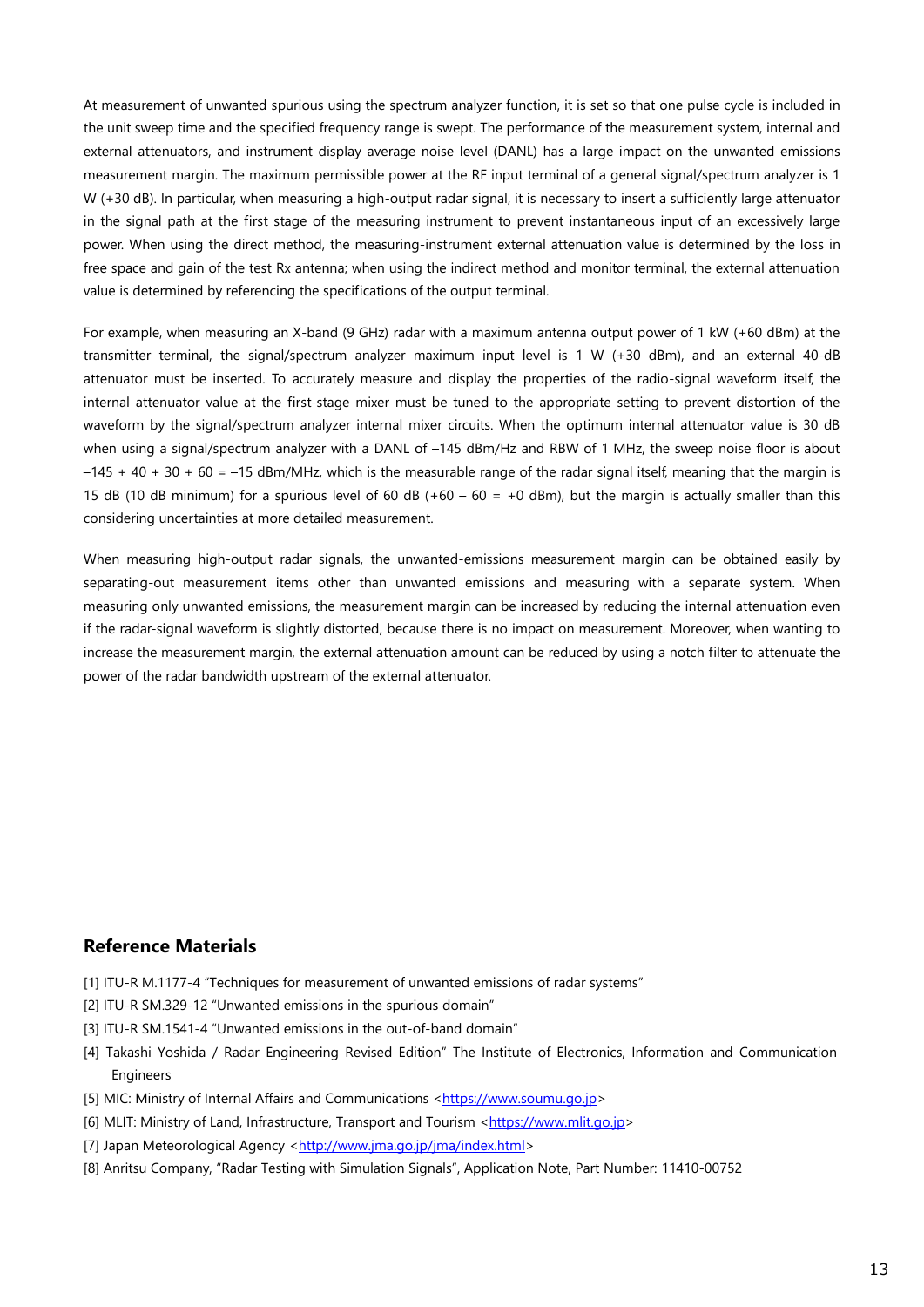At measurement of unwanted spurious using the spectrum analyzer function, it is set so that one pulse cycle is included in the unit sweep time and the specified frequency range is swept. The performance of the measurement system, internal and external attenuators, and instrument display average noise level (DANL) has a large impact on the unwanted emissions measurement margin. The maximum permissible power at the RF input terminal of a general signal/spectrum analyzer is 1 W (+30 dB). In particular, when measuring a high-output radar signal, it is necessary to insert a sufficiently large attenuator in the signal path at the first stage of the measuring instrument to prevent instantaneous input of an excessively large power. When using the direct method, the measuring-instrument external attenuation value is determined by the loss in free space and gain of the test Rx antenna; when using the indirect method and monitor terminal, the external attenuation value is determined by referencing the specifications of the output terminal.

For example, when measuring an X-band (9 GHz) radar with a maximum antenna output power of 1 kW (+60 dBm) at the transmitter terminal, the signal/spectrum analyzer maximum input level is 1 W (+30 dBm), and an external 40-dB attenuator must be inserted. To accurately measure and display the properties of the radio-signal waveform itself, the internal attenuator value at the first-stage mixer must be tuned to the appropriate setting to prevent distortion of the waveform by the signal/spectrum analyzer internal mixer circuits. When the optimum internal attenuator value is 30 dB when using a signal/spectrum analyzer with a DANL of –145 dBm/Hz and RBW of 1 MHz, the sweep noise floor is about –145 + 40 + 30 + 60 = –15 dBm/MHz, which is the measurable range of the radar signal itself, meaning that the margin is 15 dB (10 dB minimum) for a spurious level of 60 dB (+60 – 60 = +0 dBm), but the margin is actually smaller than this considering uncertainties at more detailed measurement.

When measuring high-output radar signals, the unwanted-emissions measurement margin can be obtained easily by separating-out measurement items other than unwanted emissions and measuring with a separate system. When measuring only unwanted emissions, the measurement margin can be increased by reducing the internal attenuation even if the radar-signal waveform is slightly distorted, because there is no impact on measurement. Moreover, when wanting to increase the measurement margin, the external attenuation amount can be reduced by using a notch filter to attenuate the power of the radar bandwidth upstream of the external attenuator.

## Reference Materials

[1] ITU-R M.1177-4 "Techniques for measurement of unwanted emissions of radar systems"

[2] ITU-R SM.329-12 "Unwanted emissions in the spurious domain"

[3] ITU-R SM.1541-4 "Unwanted emissions in the out-of-band domain"

[4] Takashi Yoshida / Radar Engineering Revised Edition" The Institute of Electronics, Information and Communication Engineers

[5] MIC: Ministry of Internal Affairs and Communications <https://www.soumu.go.jp>

[6] MLIT: Ministry of Land, Infrastructure, Transport and Tourism <https://www.mlit.go.jp>

[7] Japan Meteorological Agency <http://www.jma.go.jp/jma/index.html>

[8] Anritsu Company, "Radar Testing with Simulation Signals", Application Note, Part Number: 11410-00752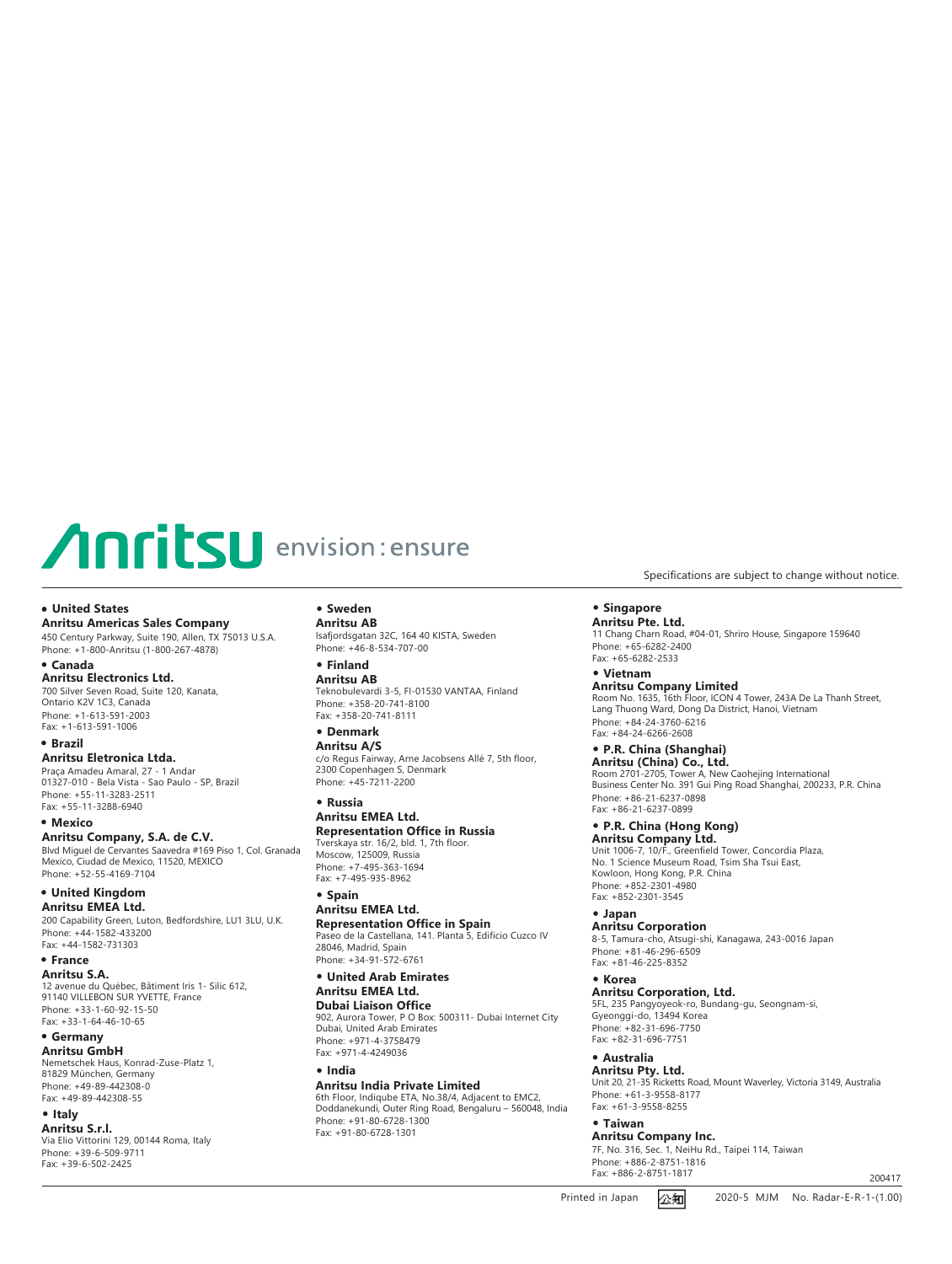Anritsu envision : ensure

Specifications are subject to change without notice.

**• United States**
**Anritsu Americas Sales Company**
450 Century Parkway, Suite 190, Allen, TX 75013 U.S.A.
Phone: +1-800-Anritsu (1-800-267-4878)

**• Canada**
**Anritsu Electronics Ltd.**
700 Silver Seven Road, Suite 120, Kanata,
Ontario K2V 1C3, Canada
Phone: +1-613-591-2003
Fax: +1-613-591-1006

**• Brazil**
**Anritsu Eletronica Ltda.**
Praça Amadeu Amaral, 27 - 1 Andar
01327-010 - Bela Vista - Sao Paulo - SP, Brazil
Phone: +55-11-3283-2511
Fax: +55-11-3288-6940

**• Mexico**
**Anritsu Company, S.A. de C.V.**
Blvd Miguel de Cervantes Saavedra #169 Piso 1, Col. Granada
Mexico, Ciudad de Mexico, 11520, MEXICO
Phone: +52-55-4169-7104

**• United Kingdom**
**Anritsu EMEA Ltd.**
200 Capability Green, Luton, Bedfordshire, LU1 3LU, U.K.
Phone: +44-1582-433200
Fax: +44-1582-731303

**• France**
**Anritsu S.A.**
12 avenue du Québec, Bâtiment Iris 1- Silic 612,
91140 VILLEBON SUR YVETTE, France
Phone: +33-1-60-92-15-50
Fax: +33-1-64-46-10-65

**• Germany**
**Anritsu GmbH**
Nemetschek Haus, Konrad-Zuse-Platz 1,
81829 München, Germany
Phone: +49-89-442308-0
Fax: +49-89-442308-55

**• Italy**
**Anritsu S.r.l.**
Via Elio Vittorini 129, 00144 Roma, Italy
Phone: +39-6-509-9711
Fax: +39-6-502-2425

**• Sweden**
**Anritsu AB**
Isafjordsgatan 32C, 164 40 KISTA, Sweden
Phone: +46-8-534-707-00

**• Finland**
**Anritsu AB**
Teknobulevardi 3-5, FI-01530 VANTAA, Finland
Phone: +358-20-741-8100
Fax: +358-20-741-8111

**• Denmark**
**Anritsu A/S**
c/o Regus Fairway, Arne Jacobsens Allé 7, 5th floor,
2300 Copenhagen S, Denmark
Phone: +45-7211-2200

**• Russia**
**Anritsu EMEA Ltd.**
**Representation Office in Russia**
Tverskaya str. 16/2, bld. 1, 7th floor.
Moscow, 125009, Russia
Phone: +7-495-363-1694
Fax: +7-495-935-8962

**• Spain**
**Anritsu EMEA Ltd.**
**Representation Office in Spain**
Paseo de la Castellana, 141. Planta 5, Edificio Cuzco IV
28046, Madrid, Spain
Phone: +34-91-572-6761

**• United Arab Emirates**
**Anritsu EMEA Ltd.**
**Dubai Liaison Office**
902, Aurora Tower, P O Box: 500311- Dubai Internet City
Dubai, United Arab Emirates
Phone: +971-4-3758479
Fax: +971-4-4249036

**• India**
**Anritsu India Private Limited**
6th Floor, Indiqube ETA, No.38/4, Adjacent to EMC2,
Doddanekundi, Outer Ring Road, Bengaluru – 560048, India
Phone: +91-80-6728-1300
Fax: +91-80-6728-1301

**• Singapore**
**Anritsu Pte. Ltd.**
11 Chang Charn Road, #04-01, Shriro House, Singapore 159640
Phone: +65-6282-2400
Fax: +65-6282-2533

**• Vietnam**
**Anritsu Company Limited**
Room No. 1635, 16th Floor, ICON 4 Tower, 243A De La Thanh Street,
Lang Thuong Ward, Dong Da District, Hanoi, Vietnam
Phone: +84-24-3760-6216
Fax: +84-24-6266-2608

**• P.R. China (Shanghai)**
**Anritsu (China) Co., Ltd.**
Room 2701-2705, Tower A, New Caohejing International
Business Center No. 391 Gui Ping Road Shanghai, 200233, P.R. China
Phone: +86-21-6237-0898
Fax: +86-21-6237-0899

**• P.R. China (Hong Kong)**
**Anritsu Company Ltd.**
Unit 1006-7, 10/F., Greenfield Tower, Concordia Plaza,
No. 1 Science Museum Road, Tsim Sha Tsui East,
Kowloon, Hong Kong, P.R. China
Phone: +852-2301-4980
Fax: +852-2301-3545

**• Japan**
**Anritsu Corporation**
8-5, Tamura-cho, Atsugi-shi, Kanagawa, 243-0016 Japan
Phone: +81-46-296-6509
Fax: +81-46-225-8352

**• Korea**
**Anritsu Corporation, Ltd.**
5FL, 235 Pangyoyeok-ro, Bundang-gu, Seongnam-si,
Gyeonggi-do, 13494 Korea
Phone: +82-31-696-7750
Fax: +82-31-696-7751

**• Australia**
**Anritsu Pty. Ltd.**
Unit 20, 21-35 Ricketts Road, Mount Waverley, Victoria 3149, Australia
Phone: +61-3-9558-8177
Fax: +61-3-9558-8255

**• Taiwan**
**Anritsu Company Inc.**
7F, No. 316, Sec. 1, NeiHu Rd., Taipei 114, Taiwan
Phone: +886-2-8751-1816
Fax: +886-2-8751-1817

200417

Printed in Japan 公知 2020-5 MJM No. Radar-E-R-1-(1.00)